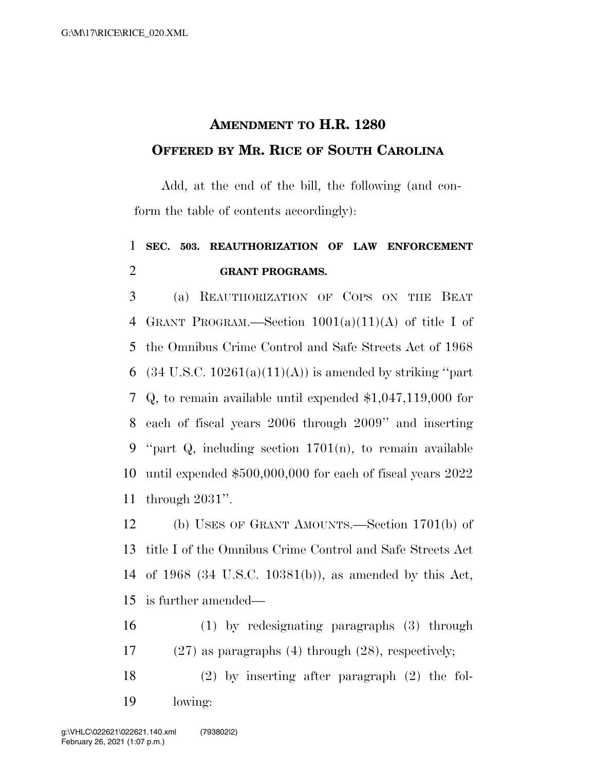# AMENDMENT TO H.R. 1280
## OFFERED BY MR. RICE OF SOUTH CAROLINA

Add, at the end of the bill, the following (and conform the table of contents accordingly):

**SEC. 503. REAUTHORIZATION OF LAW ENFORCEMENT GRANT PROGRAMS.**

(a) REAUTHORIZATION OF COPS ON THE BEAT GRANT PROGRAM.—Section 1001(a)(11)(A) of title I of the Omnibus Crime Control and Safe Streets Act of 1968 (34 U.S.C. 10261(a)(11)(A)) is amended by striking "part Q, to remain available until expended $1,047,119,000 for each of fiscal years 2006 through 2009" and inserting "part Q, including section 1701(n), to remain available until expended $500,000,000 for each of fiscal years 2022 through 2031".

(b) USES OF GRANT AMOUNTS.—Section 1701(b) of title I of the Omnibus Crime Control and Safe Streets Act of 1968 (34 U.S.C. 10381(b)), as amended by this Act, is further amended—

(1) by redesignating paragraphs (3) through (27) as paragraphs (4) through (28), respectively;

(2) by inserting after paragraph (2) the following: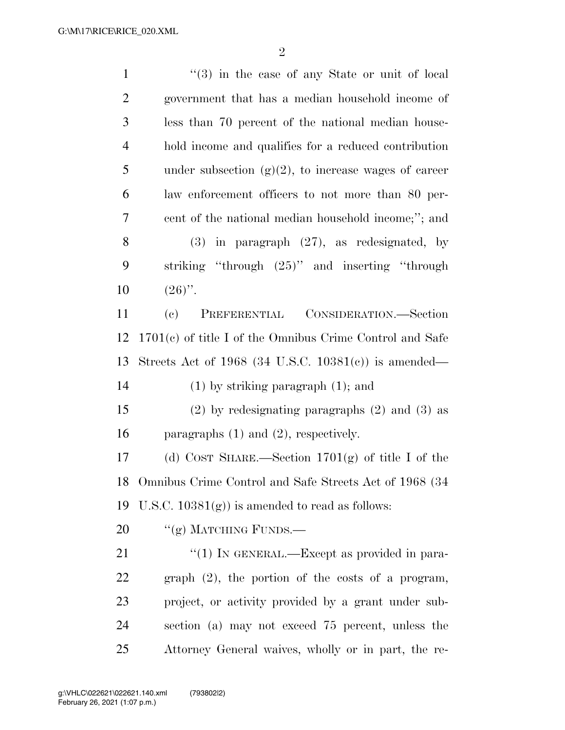"(3) in the case of any State or unit of local government that has a median household income of less than 70 percent of the national median household income and qualifies for a reduced contribution under subsection (g)(2), to increase wages of career law enforcement officers to not more than 80 percent of the national median household income;"; and

(3) in paragraph (27), as redesignated, by striking "through (25)" and inserting "through (26)".

(c) PREFERENTIAL CONSIDERATION.—Section 1701(c) of title I of the Omnibus Crime Control and Safe Streets Act of 1968 (34 U.S.C. 10381(c)) is amended—

(1) by striking paragraph (1); and

(2) by redesignating paragraphs (2) and (3) as paragraphs (1) and (2), respectively.

(d) COST SHARE.—Section 1701(g) of title I of the Omnibus Crime Control and Safe Streets Act of 1968 (34 U.S.C. 10381(g)) is amended to read as follows:

"(g) MATCHING FUNDS.—

"(1) IN GENERAL.—Except as provided in paragraph (2), the portion of the costs of a program, project, or activity provided by a grant under subsection (a) may not exceed 75 percent, unless the Attorney General waives, wholly or in part, the re-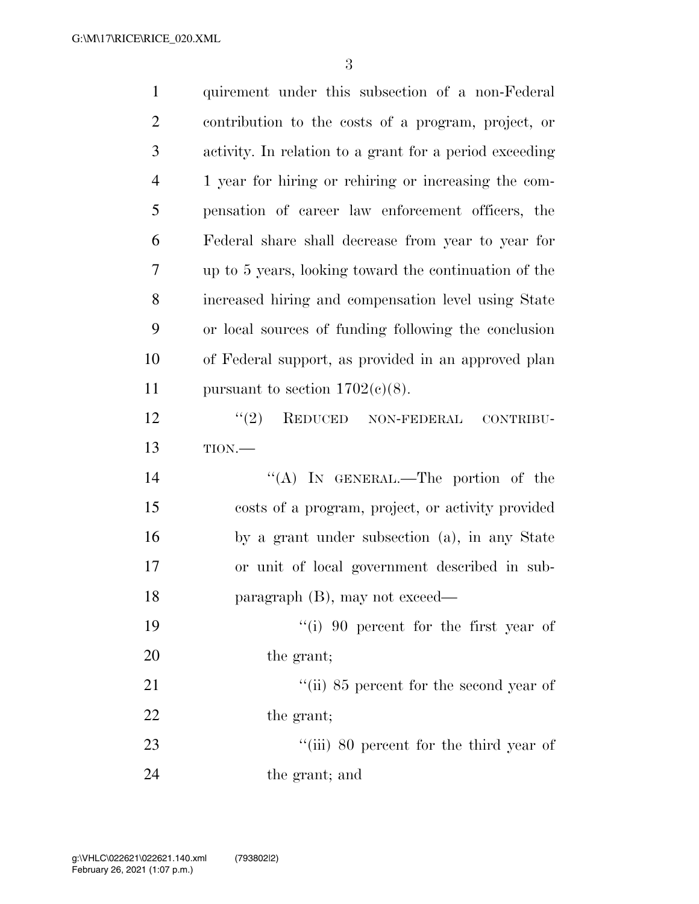quirement under this subsection of a non-Federal contribution to the costs of a program, project, or activity. In relation to a grant for a period exceeding 1 year for hiring or rehiring or increasing the compensation of career law enforcement officers, the Federal share shall decrease from year to year for up to 5 years, looking toward the continuation of the increased hiring and compensation level using State or local sources of funding following the conclusion of Federal support, as provided in an approved plan pursuant to section 1702(c)(8).

"(2) REDUCED NON-FEDERAL CONTRIBUTION.—

"(A) IN GENERAL.—The portion of the costs of a program, project, or activity provided by a grant under subsection (a), in any State or unit of local government described in subparagraph (B), may not exceed—

"(i) 90 percent for the first year of the grant;

"(ii) 85 percent for the second year of the grant;

"(iii) 80 percent for the third year of the grant; and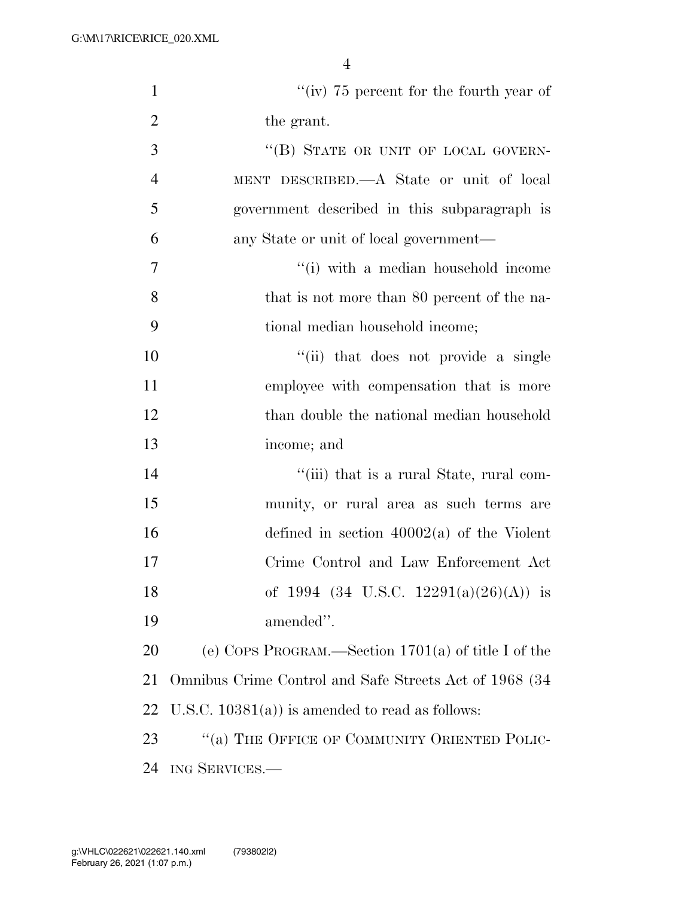"(iv) 75 percent for the fourth year of the grant.

"(B) STATE OR UNIT OF LOCAL GOVERNMENT DESCRIBED.—A State or unit of local government described in this subparagraph is any State or unit of local government—

"(i) with a median household income that is not more than 80 percent of the national median household income;

"(ii) that does not provide a single employee with compensation that is more than double the national median household income; and

"(iii) that is a rural State, rural community, or rural area as such terms are defined in section 40002(a) of the Violent Crime Control and Law Enforcement Act of 1994 (34 U.S.C. 12291(a)(26)(A)) is amended".

(e) COPS PROGRAM.—Section 1701(a) of title I of the Omnibus Crime Control and Safe Streets Act of 1968 (34 U.S.C. 10381(a)) is amended to read as follows:

"(a) THE OFFICE OF COMMUNITY ORIENTED POLICING SERVICES.—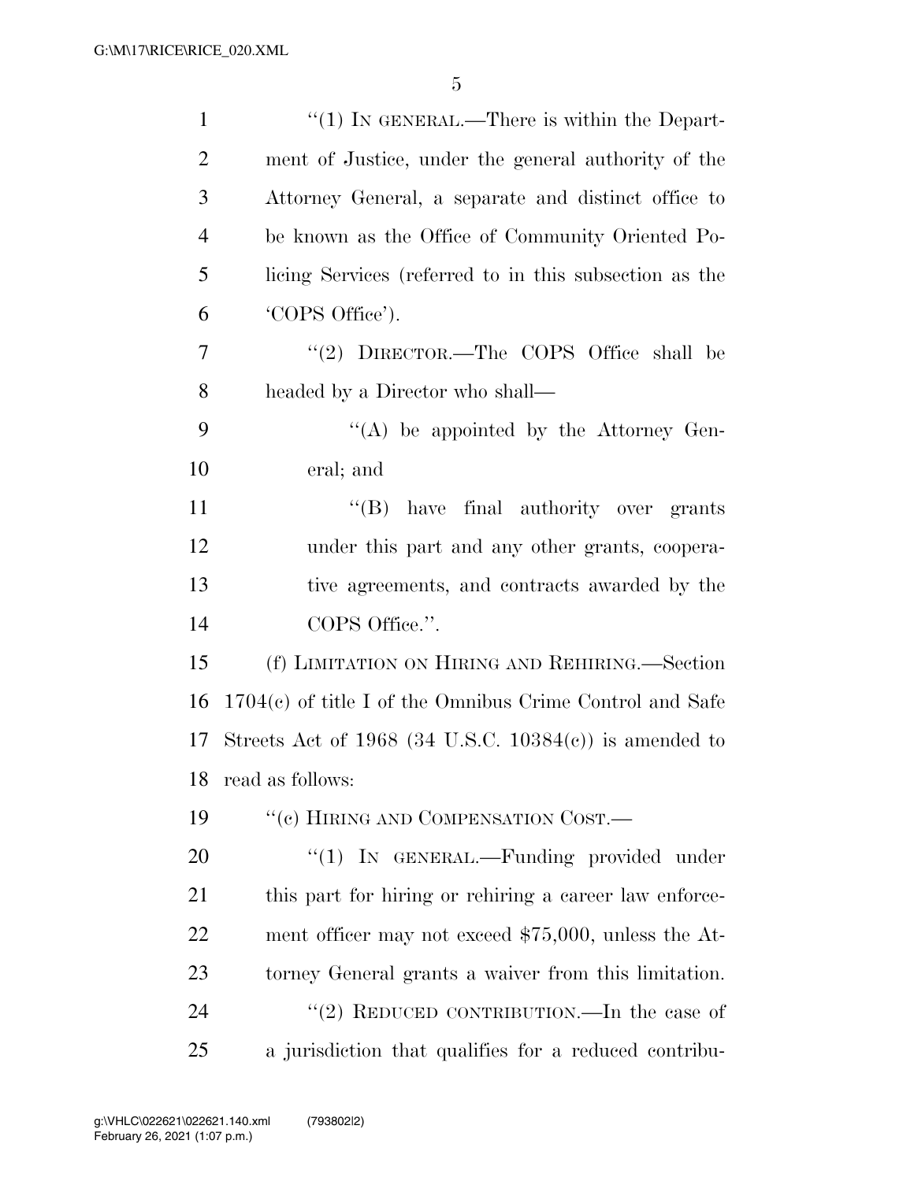"(1) IN GENERAL.—There is within the Department of Justice, under the general authority of the Attorney General, a separate and distinct office to be known as the Office of Community Oriented Policing Services (referred to in this subsection as the 'COPS Office').

"(2) DIRECTOR.—The COPS Office shall be headed by a Director who shall—

"(A) be appointed by the Attorney General; and

"(B) have final authority over grants under this part and any other grants, cooperative agreements, and contracts awarded by the COPS Office.".

(f) LIMITATION ON HIRING AND REHIRING.—Section 1704(c) of title I of the Omnibus Crime Control and Safe Streets Act of 1968 (34 U.S.C. 10384(c)) is amended to read as follows:

"(c) HIRING AND COMPENSATION COST.—

"(1) IN GENERAL.—Funding provided under this part for hiring or rehiring a career law enforcement officer may not exceed $75,000, unless the Attorney General grants a waiver from this limitation.

"(2) REDUCED CONTRIBUTION.—In the case of a jurisdiction that qualifies for a reduced contribu-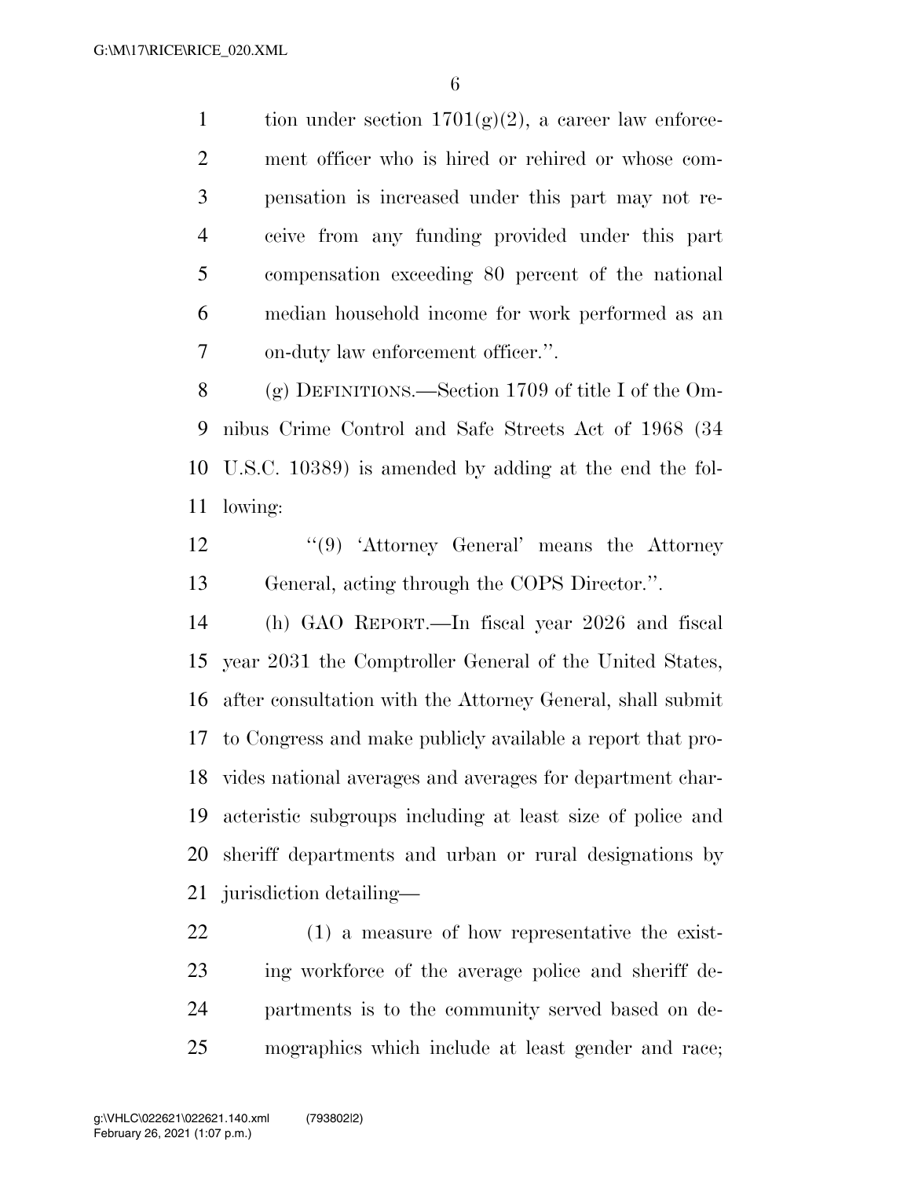tion under section 1701(g)(2), a career law enforcement officer who is hired or rehired or whose compensation is increased under this part may not receive from any funding provided under this part compensation exceeding 80 percent of the national median household income for work performed as an on-duty law enforcement officer.''.

(g) DEFINITIONS.—Section 1709 of title I of the Omnibus Crime Control and Safe Streets Act of 1968 (34 U.S.C. 10389) is amended by adding at the end the following:

> ''(9) 'Attorney General' means the Attorney General, acting through the COPS Director.''.

(h) GAO REPORT.—In fiscal year 2026 and fiscal year 2031 the Comptroller General of the United States, after consultation with the Attorney General, shall submit to Congress and make publicly available a report that provides national averages and averages for department characteristic subgroups including at least size of police and sheriff departments and urban or rural designations by jurisdiction detailing—

> (1) a measure of how representative the existing workforce of the average police and sheriff departments is to the community served based on demographics which include at least gender and race;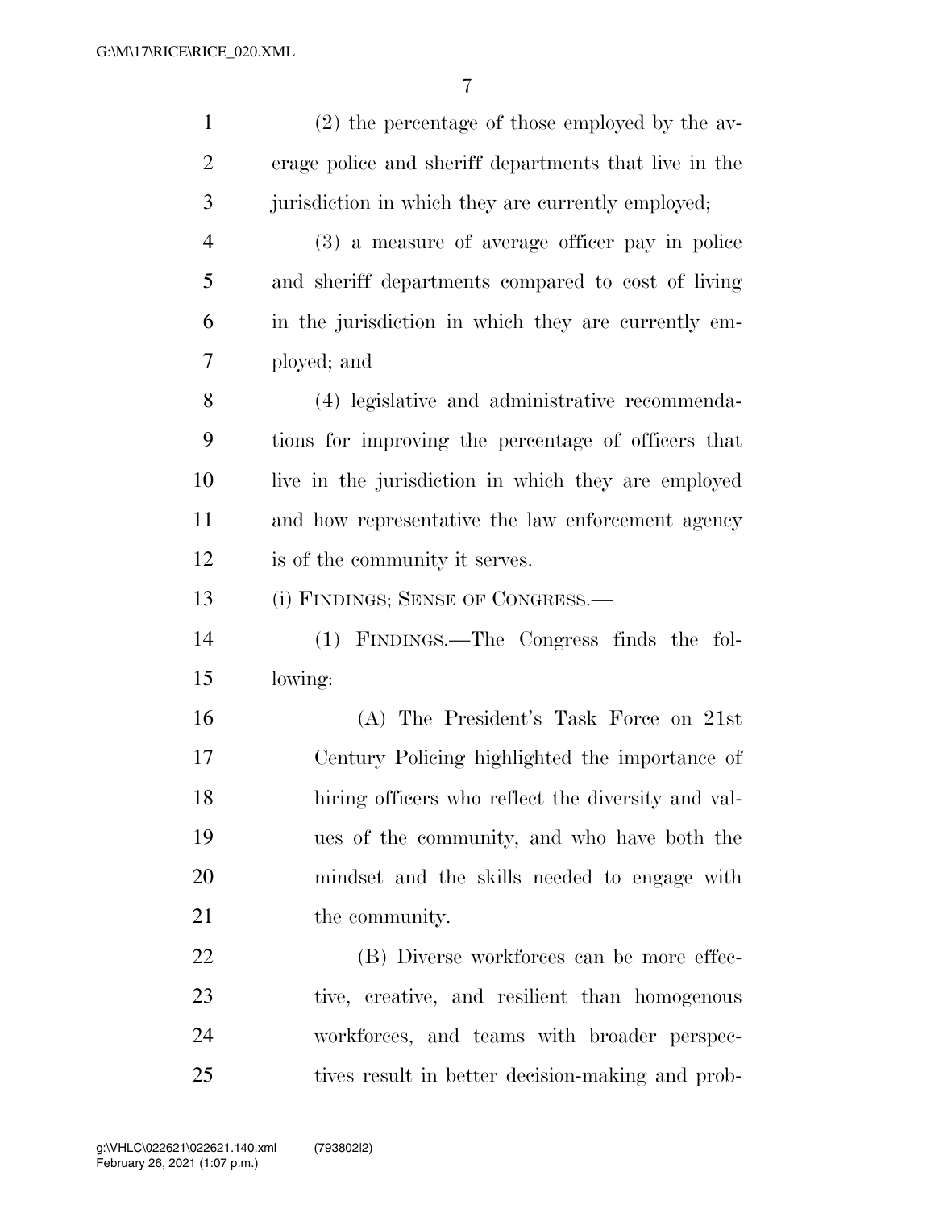(2) the percentage of those employed by the average police and sheriff departments that live in the jurisdiction in which they are currently employed;

(3) a measure of average officer pay in police and sheriff departments compared to cost of living in the jurisdiction in which they are currently employed; and

(4) legislative and administrative recommendations for improving the percentage of officers that live in the jurisdiction in which they are employed and how representative the law enforcement agency is of the community it serves.

(i) FINDINGS; SENSE OF CONGRESS.—

(1) FINDINGS.—The Congress finds the following:

(A) The President's Task Force on 21st Century Policing highlighted the importance of hiring officers who reflect the diversity and values of the community, and who have both the mindset and the skills needed to engage with the community.

(B) Diverse workforces can be more effective, creative, and resilient than homogenous workforces, and teams with broader perspectives result in better decision-making and prob-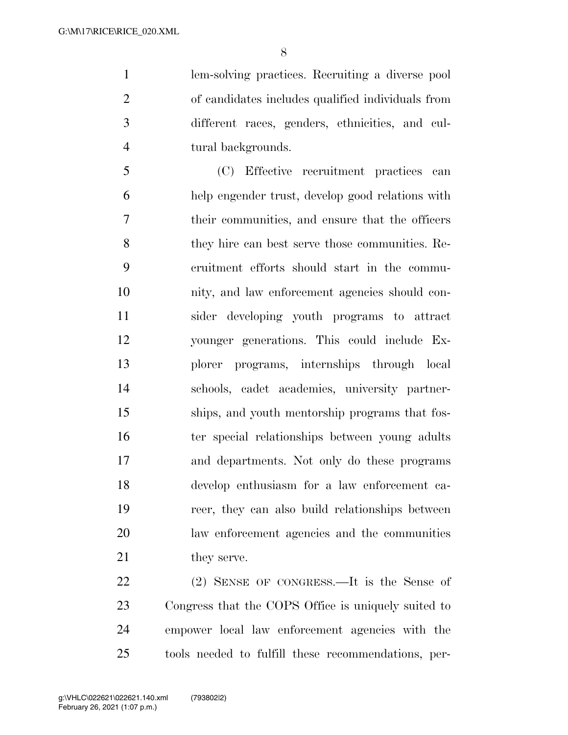lem-solving practices. Recruiting a diverse pool of candidates includes qualified individuals from different races, genders, ethnicities, and cultural backgrounds.

(C) Effective recruitment practices can help engender trust, develop good relations with their communities, and ensure that the officers they hire can best serve those communities. Recruitment efforts should start in the community, and law enforcement agencies should consider developing youth programs to attract younger generations. This could include Explorer programs, internships through local schools, cadet academies, university partnerships, and youth mentorship programs that foster special relationships between young adults and departments. Not only do these programs develop enthusiasm for a law enforcement career, they can also build relationships between law enforcement agencies and the communities they serve.

(2) SENSE OF CONGRESS.—It is the Sense of Congress that the COPS Office is uniquely suited to empower local law enforcement agencies with the tools needed to fulfill these recommendations, per-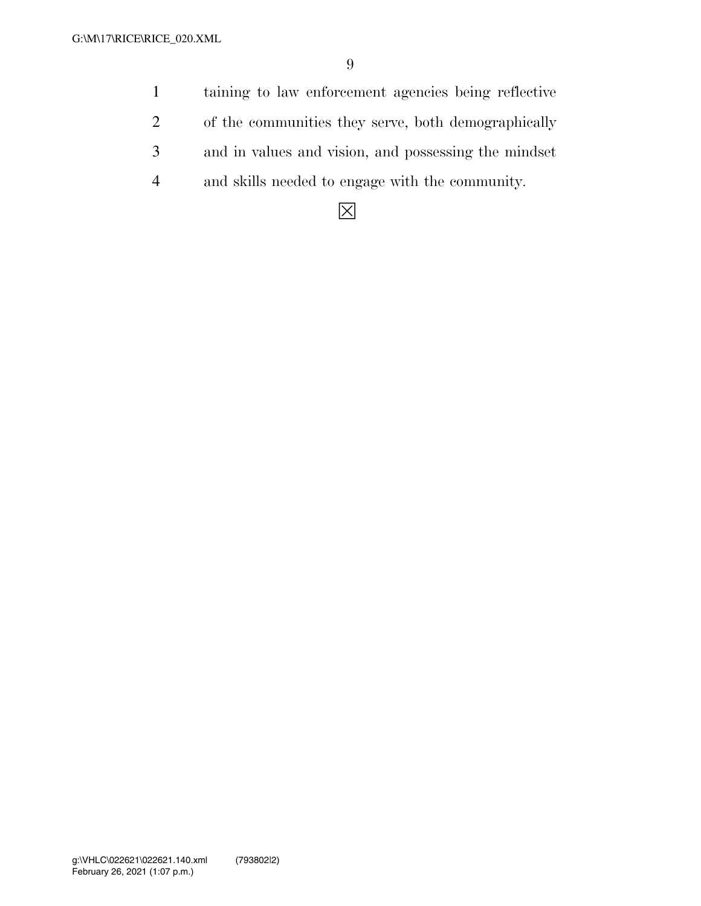taining to law enforcement agencies being reflective of the communities they serve, both demographically and in values and vision, and possessing the mindset and skills needed to engage with the community.

☒